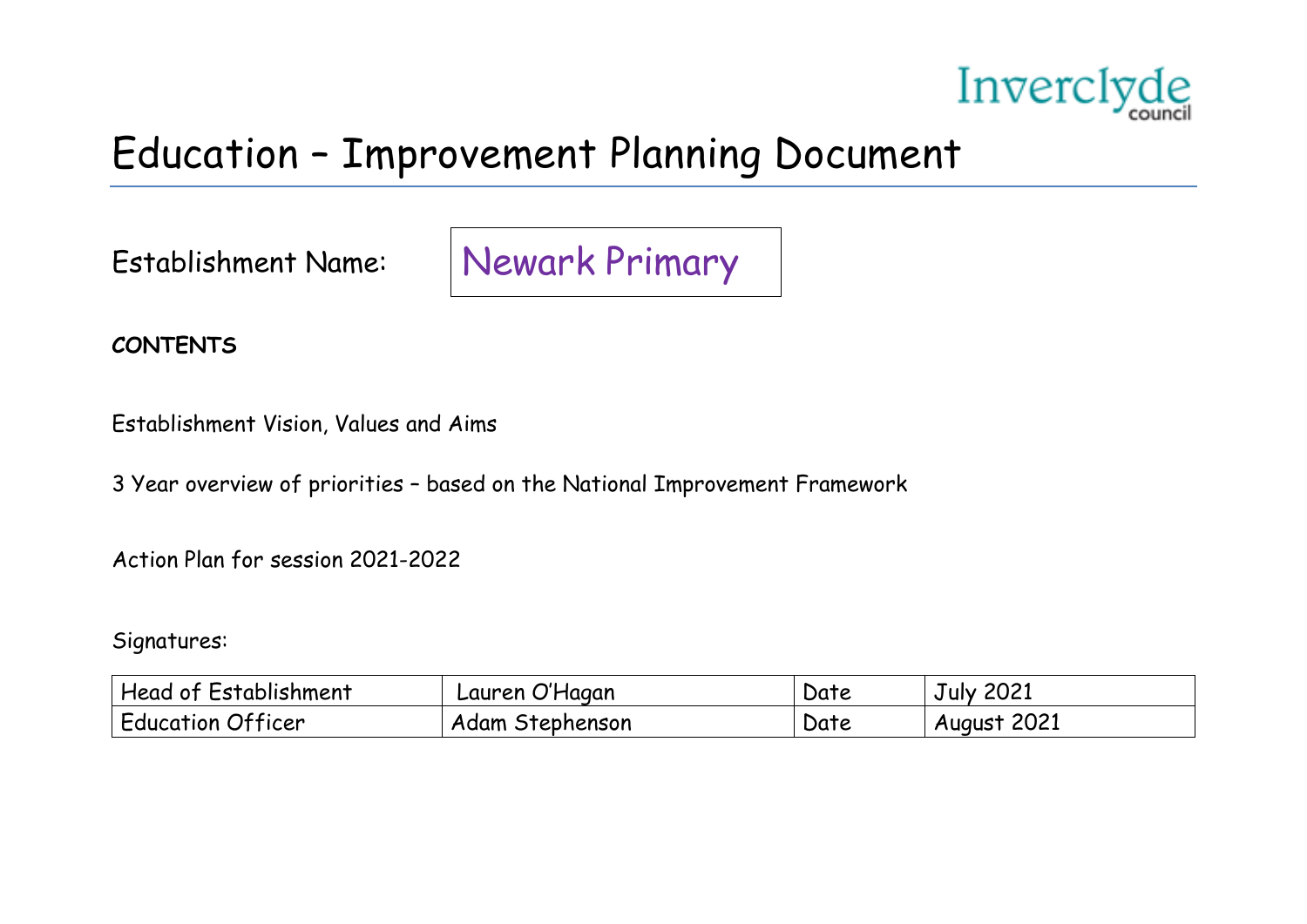Inverclyde council

# Education – Improvement Planning Document

Establishment Name: Newark Primary

**CONTENTS**

Establishment Vision, Values and Aims

3 Year overview of priorities – based on the National Improvement Framework

Action Plan for session 2021-2022

Signatures:

| Head of Establishment | Lauren O'Hagan | Date | July 2021 |
|---|---|---|---|
| Education Officer | Adam Stephenson | Date | August 2021 |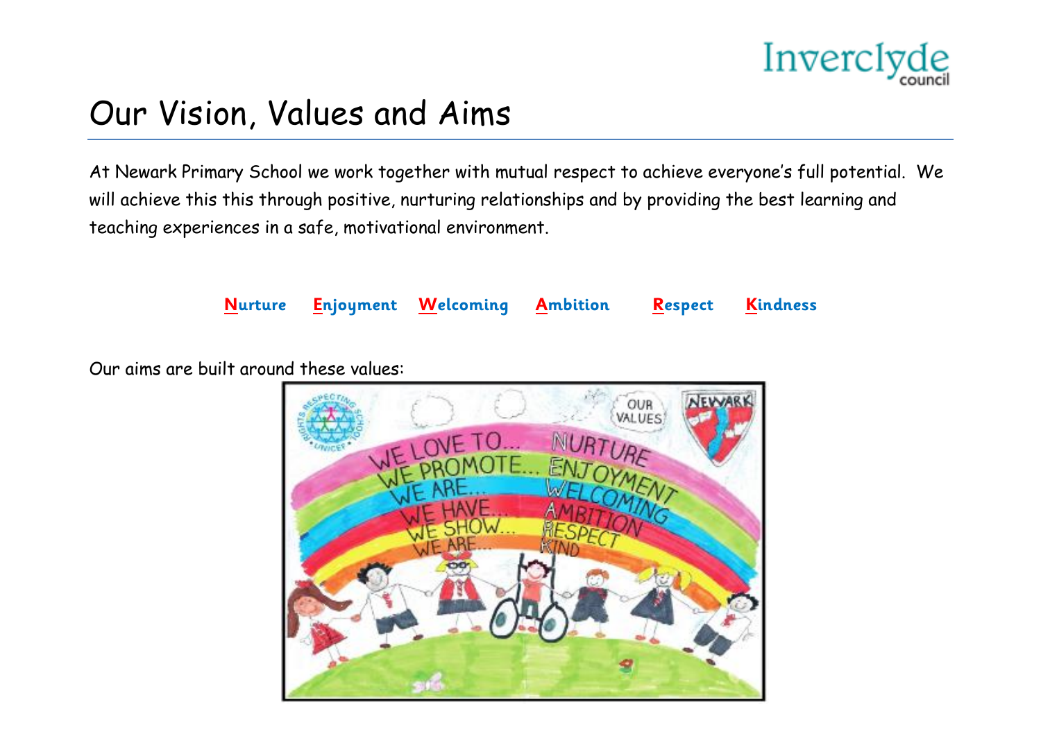# Our Vision, Values and Aims

At Newark Primary School we work together with mutual respect to achieve everyone's full potential. We will achieve this this through positive, nurturing relationships and by providing the best learning and teaching experiences in a safe, motivational environment.

**Nurture** **Enjoyment** **Welcoming** **Ambition** **Respect** **Kindness**

Our aims are built around these values: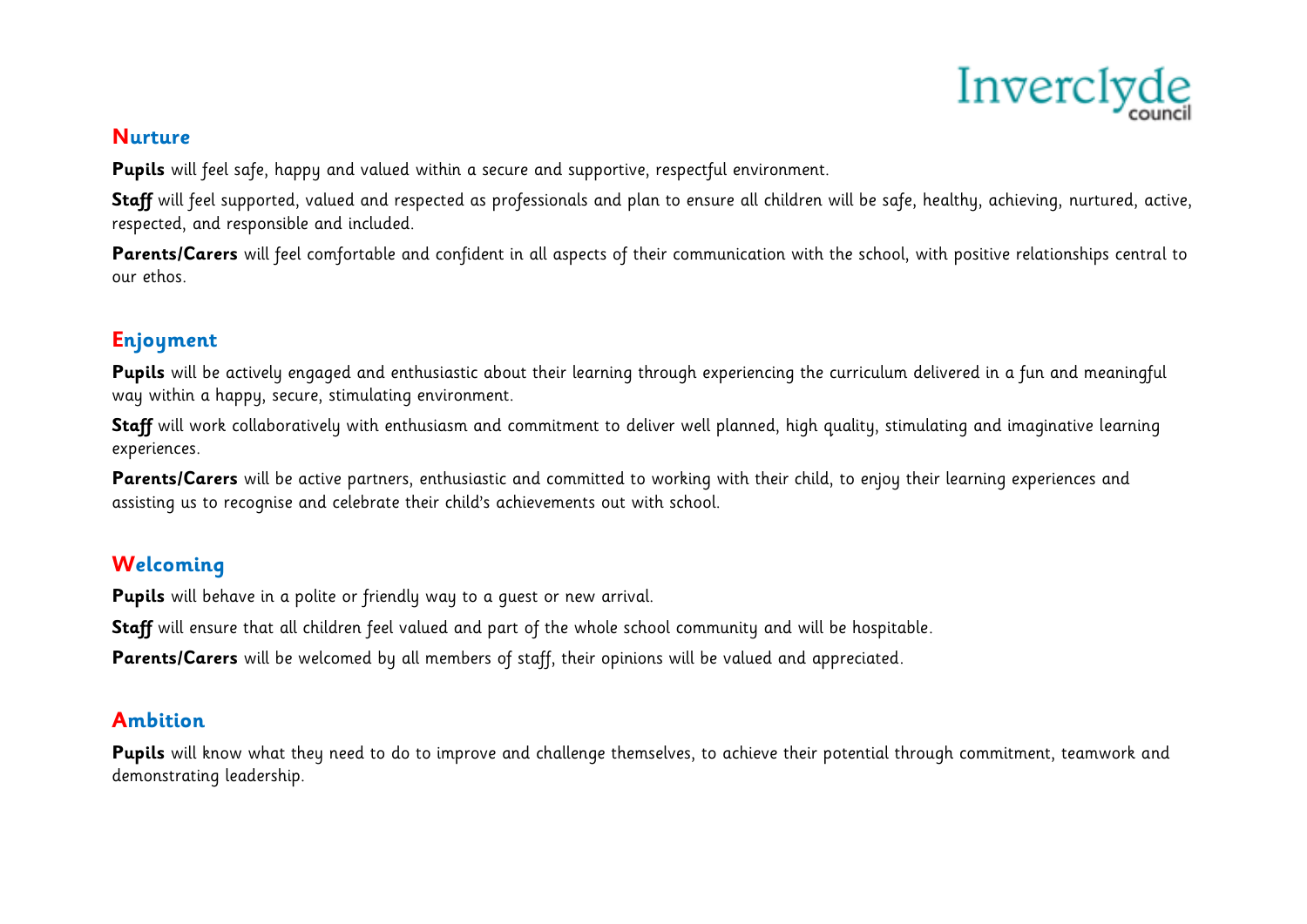## Nurture

**Pupils** will feel safe, happy and valued within a secure and supportive, respectful environment.

**Staff** will feel supported, valued and respected as professionals and plan to ensure all children will be safe, healthy, achieving, nurtured, active, respected, and responsible and included.

**Parents/Carers** will feel comfortable and confident in all aspects of their communication with the school, with positive relationships central to our ethos.

## Enjoyment

**Pupils** will be actively engaged and enthusiastic about their learning through experiencing the curriculum delivered in a fun and meaningful way within a happy, secure, stimulating environment.

**Staff** will work collaboratively with enthusiasm and commitment to deliver well planned, high quality, stimulating and imaginative learning experiences.

**Parents/Carers** will be active partners, enthusiastic and committed to working with their child, to enjoy their learning experiences and assisting us to recognise and celebrate their child's achievements out with school.

## Welcoming

**Pupils** will behave in a polite or friendly way to a guest or new arrival.

**Staff** will ensure that all children feel valued and part of the whole school community and will be hospitable.

**Parents/Carers** will be welcomed by all members of staff, their opinions will be valued and appreciated.

## Ambition

**Pupils** will know what they need to do to improve and challenge themselves, to achieve their potential through commitment, teamwork and demonstrating leadership.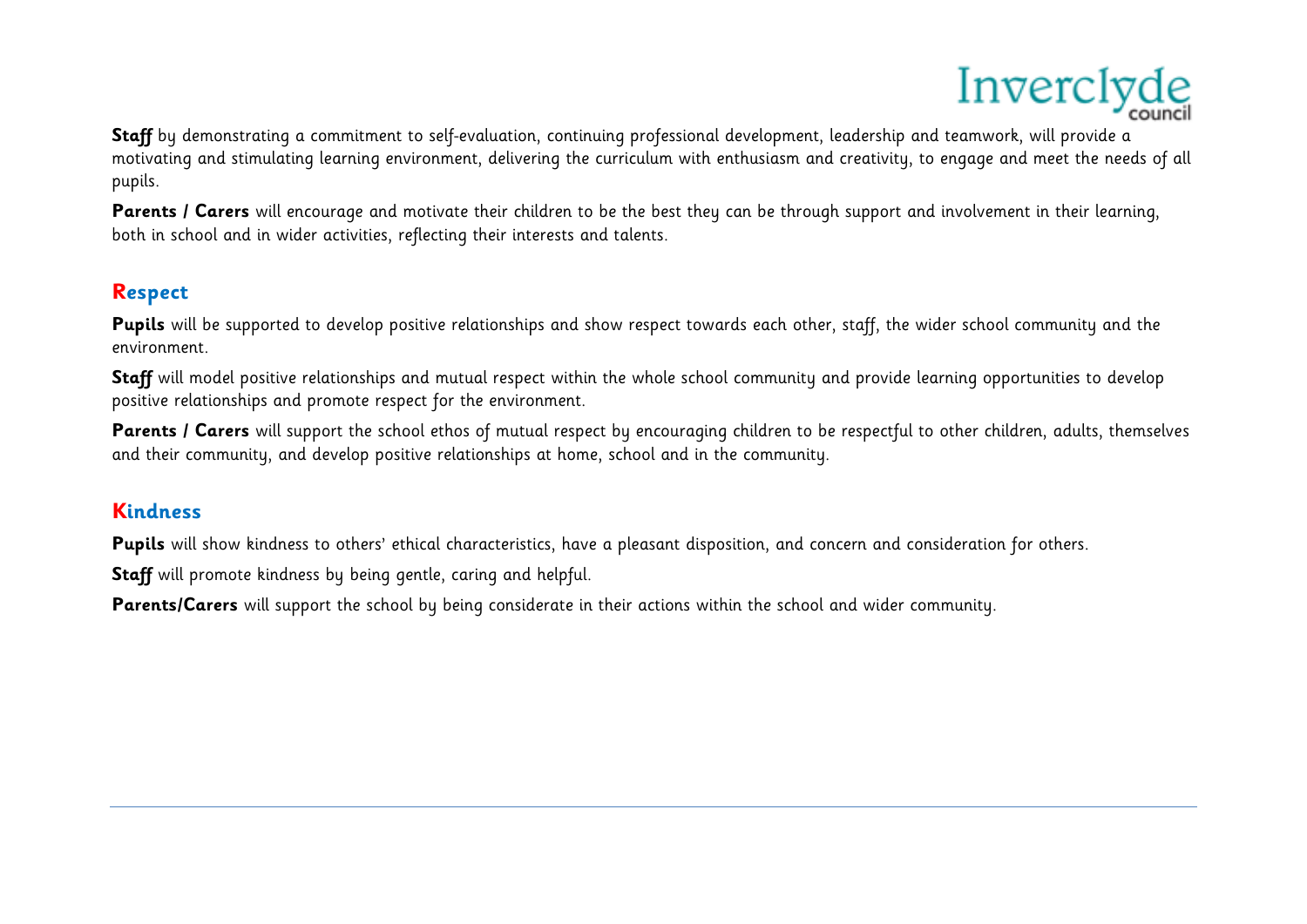**Staff** by demonstrating a commitment to self-evaluation, continuing professional development, leadership and teamwork, will provide a motivating and stimulating learning environment, delivering the curriculum with enthusiasm and creativity, to engage and meet the needs of all pupils.

**Parents / Carers** will encourage and motivate their children to be the best they can be through support and involvement in their learning, both in school and in wider activities, reflecting their interests and talents.

## Respect

**Pupils** will be supported to develop positive relationships and show respect towards each other, staff, the wider school community and the environment.

**Staff** will model positive relationships and mutual respect within the whole school community and provide learning opportunities to develop positive relationships and promote respect for the environment.

**Parents / Carers** will support the school ethos of mutual respect by encouraging children to be respectful to other children, adults, themselves and their community, and develop positive relationships at home, school and in the community.

## Kindness

**Pupils** will show kindness to others' ethical characteristics, have a pleasant disposition, and concern and consideration for others.

**Staff** will promote kindness by being gentle, caring and helpful.

**Parents/Carers** will support the school by being considerate in their actions within the school and wider community.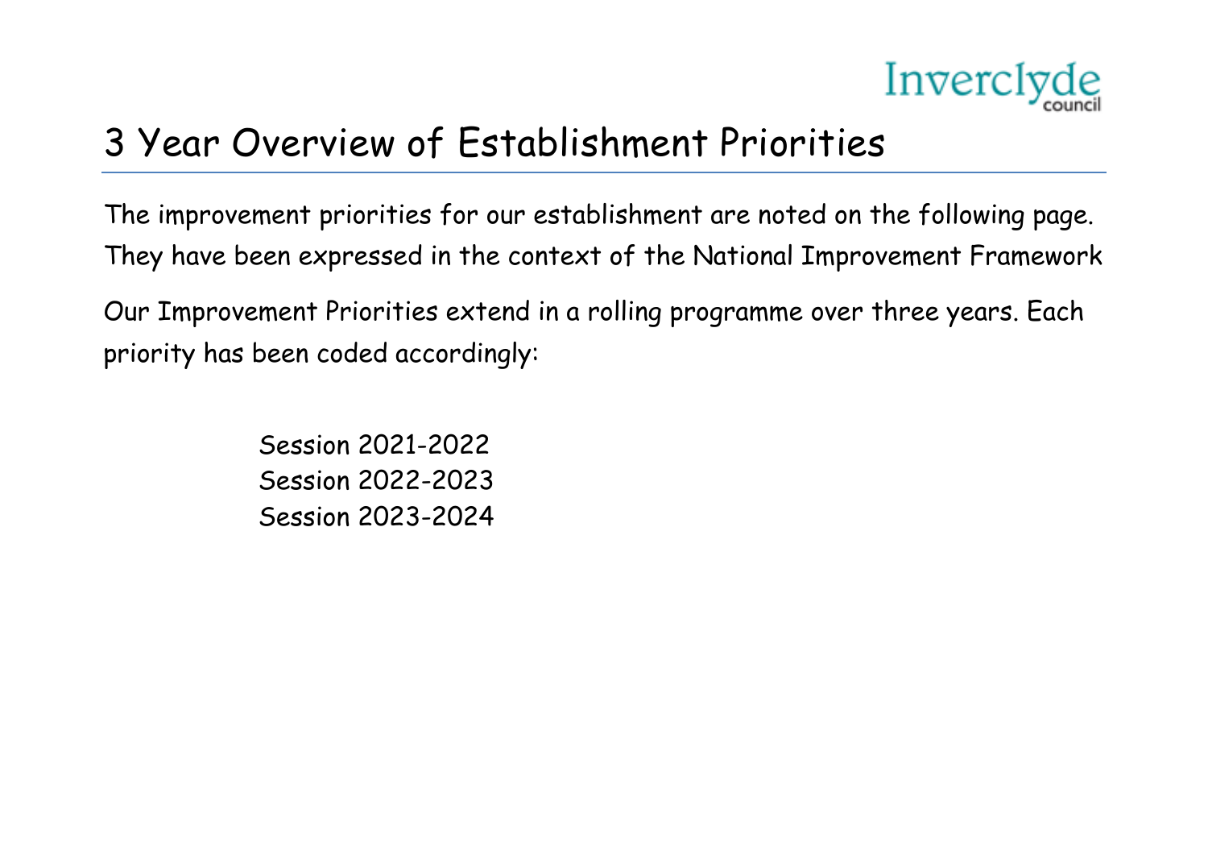# 3 Year Overview of Establishment Priorities

The improvement priorities for our establishment are noted on the following page. They have been expressed in the context of the National Improvement Framework

Our Improvement Priorities extend in a rolling programme over three years. Each priority has been coded accordingly:

Session 2021-2022
Session 2022-2023
Session 2023-2024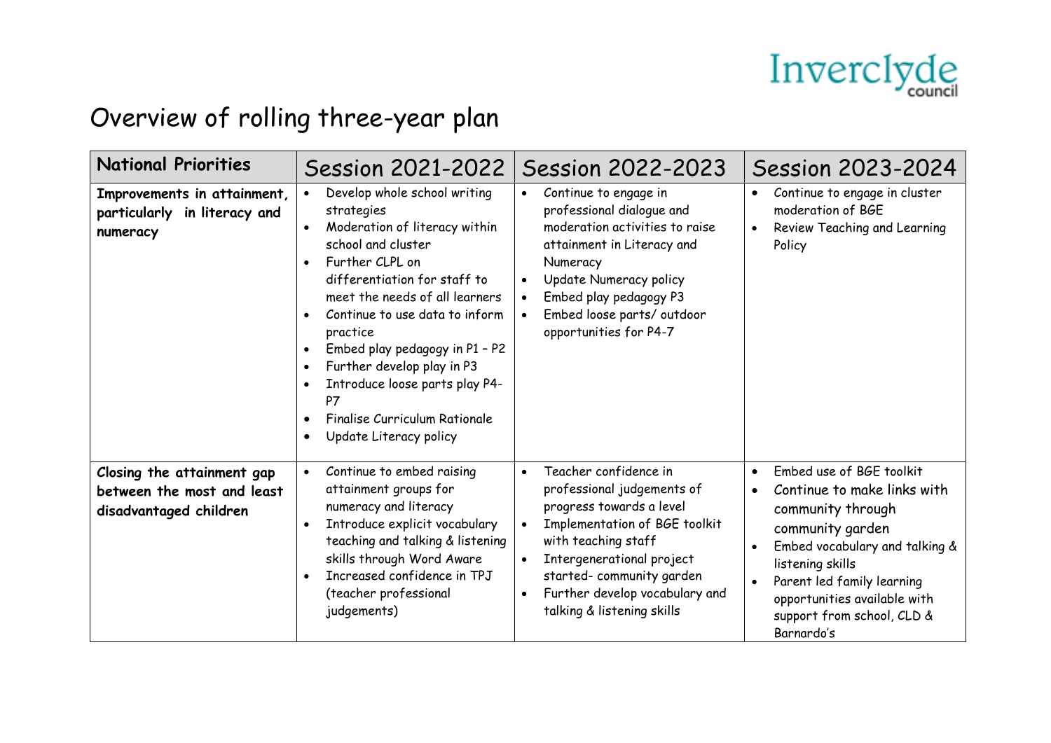# Overview of rolling three-year plan

| National Priorities | Session 2021-2022 | Session 2022-2023 | Session 2023-2024 |
|---|---|---|---|
| **Improvements in attainment, particularly in literacy and numeracy** | • Develop whole school writing strategies<br>• Moderation of literacy within school and cluster<br>• Further CLPL on differentiation for staff to meet the needs of all learners<br>• Continue to use data to inform practice<br>• Embed play pedagogy in P1 – P2<br>• Further develop play in P3<br>• Introduce loose parts play P4-P7<br>• Finalise Curriculum Rationale<br>• Update Literacy policy | • Continue to engage in professional dialogue and moderation activities to raise attainment in Literacy and Numeracy<br>• Update Numeracy policy<br>• Embed play pedagogy P3<br>• Embed loose parts/ outdoor opportunities for P4-7 | • Continue to engage in cluster moderation of BGE<br>• Review Teaching and Learning Policy |
| **Closing the attainment gap between the most and least disadvantaged children** | • Continue to embed raising attainment groups for numeracy and literacy<br>• Introduce explicit vocabulary teaching and talking & listening skills through Word Aware<br>• Increased confidence in TPJ (teacher professional judgements) | • Teacher confidence in professional judgements of progress towards a level<br>• Implementation of BGE toolkit with teaching staff<br>• Intergenerational project started- community garden<br>• Further develop vocabulary and talking & listening skills | • Embed use of BGE toolkit<br>• Continue to make links with community through community garden<br>• Embed vocabulary and talking & listening skills<br>• Parent led family learning opportunities available with support from school, CLD & Barnardo's |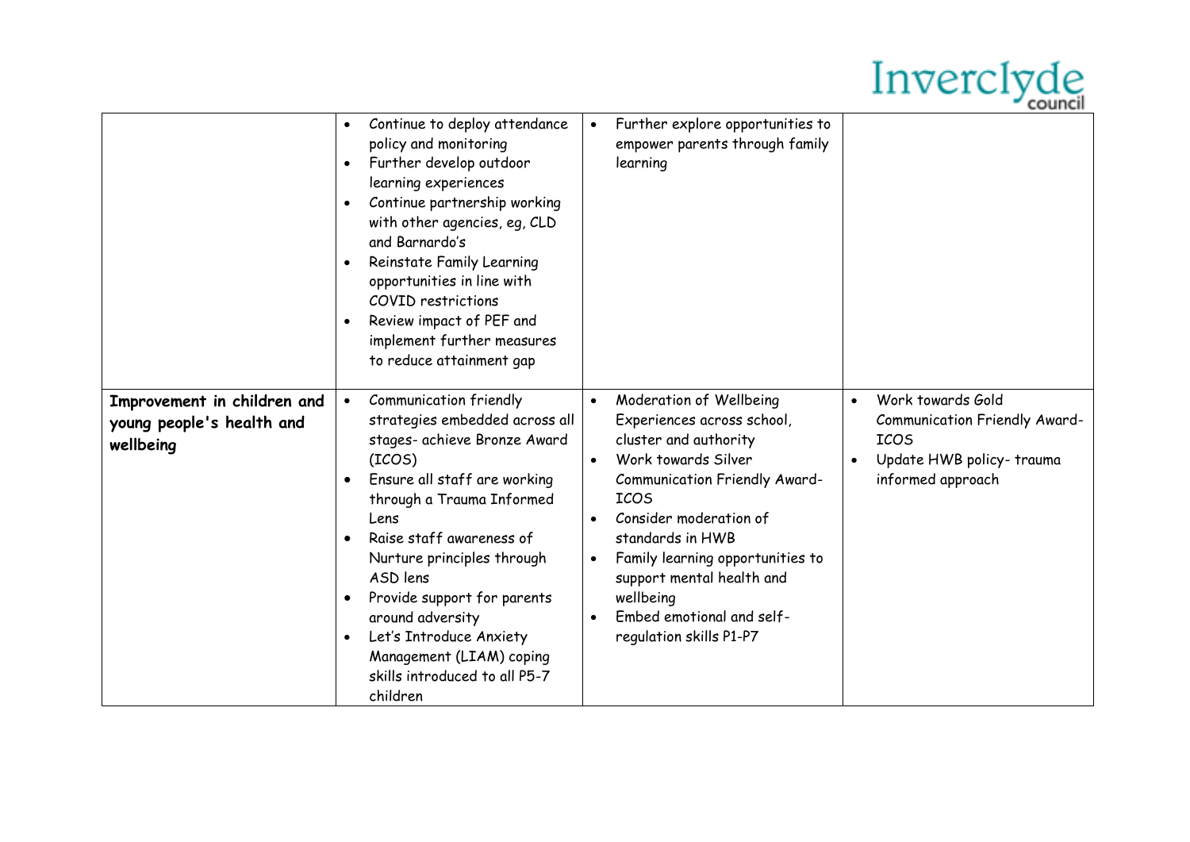|  |  |  |  |
|---|---|---|---|
|  | • Continue to deploy attendance policy and monitoring<br>• Further develop outdoor learning experiences<br>• Continue partnership working with other agencies, eg, CLD and Barnardo's<br>• Reinstate Family Learning opportunities in line with COVID restrictions<br>• Review impact of PEF and implement further measures to reduce attainment gap | • Further explore opportunities to empower parents through family learning |  |
| **Improvement in children and young people's health and wellbeing** | • Communication friendly strategies embedded across all stages- achieve Bronze Award (ICOS)<br>• Ensure all staff are working through a Trauma Informed Lens<br>• Raise staff awareness of Nurture principles through ASD lens<br>• Provide support for parents around adversity<br>• Let's Introduce Anxiety Management (LIAM) coping skills introduced to all P5-7 children | • Moderation of Wellbeing Experiences across school, cluster and authority<br>• Work towards Silver Communication Friendly Award- ICOS<br>• Consider moderation of standards in HWB<br>• Family learning opportunities to support mental health and wellbeing<br>• Embed emotional and self-regulation skills P1-P7 | • Work towards Gold Communication Friendly Award- ICOS<br>• Update HWB policy- trauma informed approach |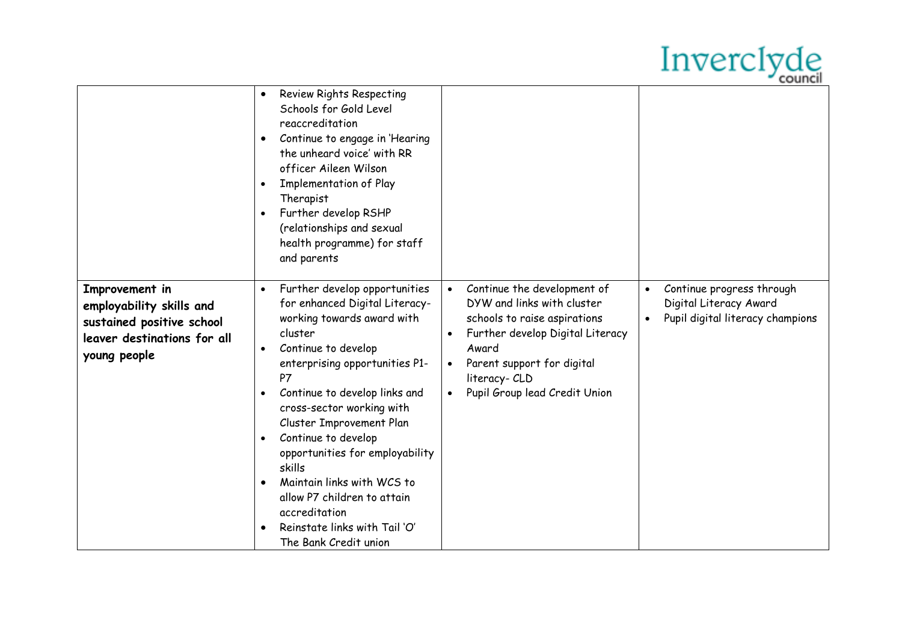| | | | |
|---|---|---|---|
| | • Review Rights Respecting Schools for Gold Level reaccreditation<br>• Continue to engage in 'Hearing the unheard voice' with RR officer Aileen Wilson<br>• Implementation of Play Therapist<br>• Further develop RSHP (relationships and sexual health programme) for staff and parents | | |
| **Improvement in employability skills and sustained positive school leaver destinations for all young people** | • Further develop opportunities for enhanced Digital Literacy- working towards award with cluster<br>• Continue to develop enterprising opportunities P1-P7<br>• Continue to develop links and cross-sector working with Cluster Improvement Plan<br>• Continue to develop opportunities for employability skills<br>• Maintain links with WCS to allow P7 children to attain accreditation<br>• Reinstate links with Tail 'O' The Bank Credit union | • Continue the development of DYW and links with cluster schools to raise aspirations<br>• Further develop Digital Literacy Award<br>• Parent support for digital literacy- CLD<br>• Pupil Group lead Credit Union | • Continue progress through Digital Literacy Award<br>• Pupil digital literacy champions |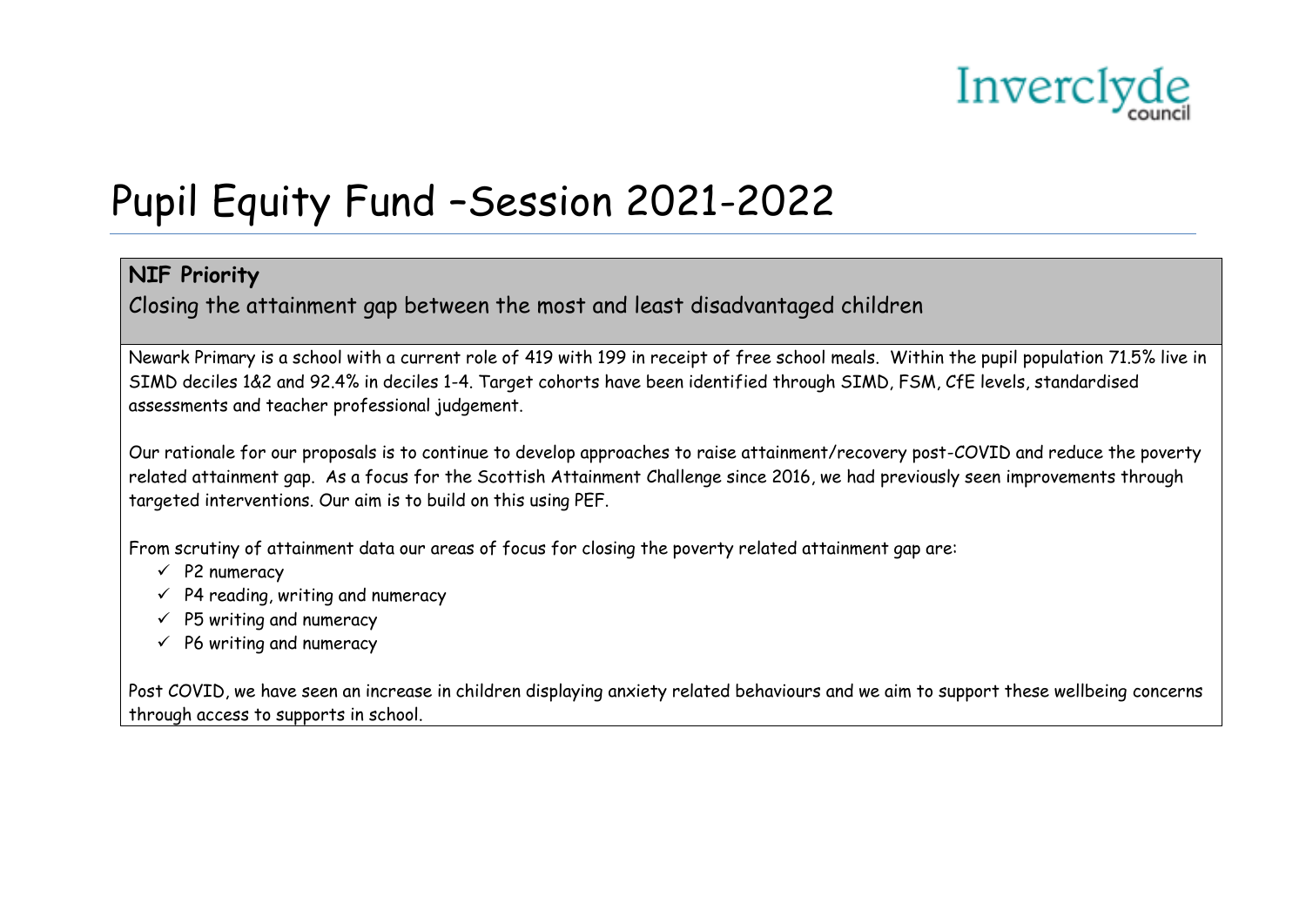Inverclyde council

# Pupil Equity Fund –Session 2021-2022

**NIF Priority**

Closing the attainment gap between the most and least disadvantaged children

Newark Primary is a school with a current role of 419 with 199 in receipt of free school meals. Within the pupil population 71.5% live in SIMD deciles 1&2 and 92.4% in deciles 1-4. Target cohorts have been identified through SIMD, FSM, CfE levels, standardised assessments and teacher professional judgement.

Our rationale for our proposals is to continue to develop approaches to raise attainment/recovery post-COVID and reduce the poverty related attainment gap. As a focus for the Scottish Attainment Challenge since 2016, we had previously seen improvements through targeted interventions. Our aim is to build on this using PEF.

From scrutiny of attainment data our areas of focus for closing the poverty related attainment gap are:

- ✓ P2 numeracy
- ✓ P4 reading, writing and numeracy
- ✓ P5 writing and numeracy
- ✓ P6 writing and numeracy

Post COVID, we have seen an increase in children displaying anxiety related behaviours and we aim to support these wellbeing concerns through access to supports in school.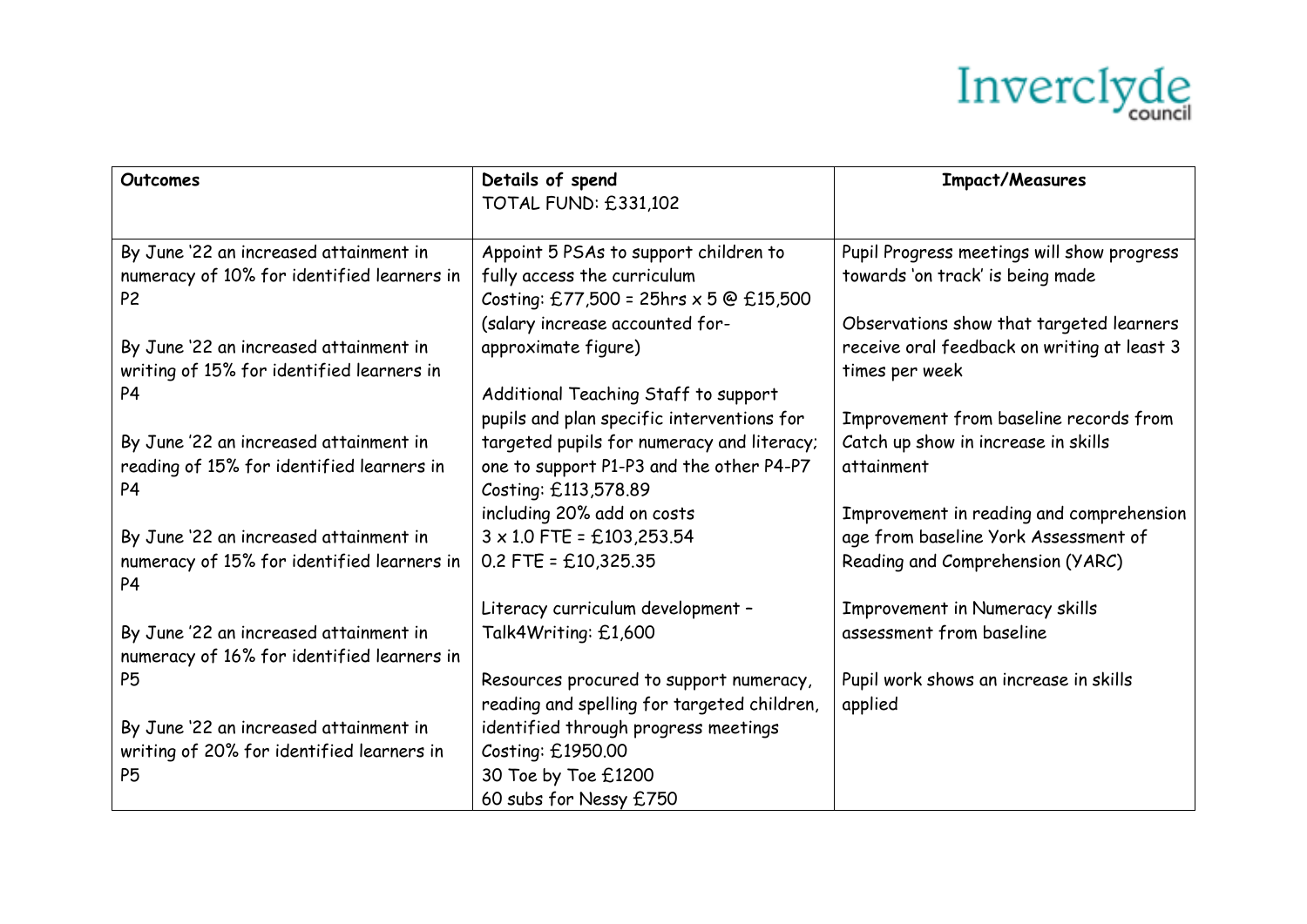| **Outcomes** | **Details of spend**<br>TOTAL FUND: £331,102 | **Impact/Measures** |
|---|---|---|
| By June '22 an increased attainment in numeracy of 10% for identified learners in P2<br><br>By June '22 an increased attainment in writing of 15% for identified learners in P4<br><br>By June '22 an increased attainment in reading of 15% for identified learners in P4<br><br>By June '22 an increased attainment in numeracy of 15% for identified learners in P4<br><br>By June '22 an increased attainment in numeracy of 16% for identified learners in P5<br><br>By June '22 an increased attainment in writing of 20% for identified learners in P5 | Appoint 5 PSAs to support children to fully access the curriculum<br>Costing: £77,500 = 25hrs x 5 @ £15,500 (salary increase accounted for- approximate figure)<br><br>Additional Teaching Staff to support pupils and plan specific interventions for targeted pupils for numeracy and literacy; one to support P1-P3 and the other P4-P7<br>Costing: £113,578.89<br>including 20% add on costs<br>3 x 1.0 FTE = £103,253.54<br>0.2 FTE = £10,325.35<br><br>Literacy curriculum development – Talk4Writing: £1,600<br><br>Resources procured to support numeracy, reading and spelling for targeted children, identified through progress meetings<br>Costing: £1950.00<br>30 Toe by Toe £1200<br>60 subs for Nessy £750 | Pupil Progress meetings will show progress towards 'on track' is being made<br><br>Observations show that targeted learners receive oral feedback on writing at least 3 times per week<br><br>Improvement from baseline records from Catch up show in increase in skills attainment<br><br>Improvement in reading and comprehension age from baseline York Assessment of Reading and Comprehension (YARC)<br><br>Improvement in Numeracy skills assessment from baseline<br><br>Pupil work shows an increase in skills applied |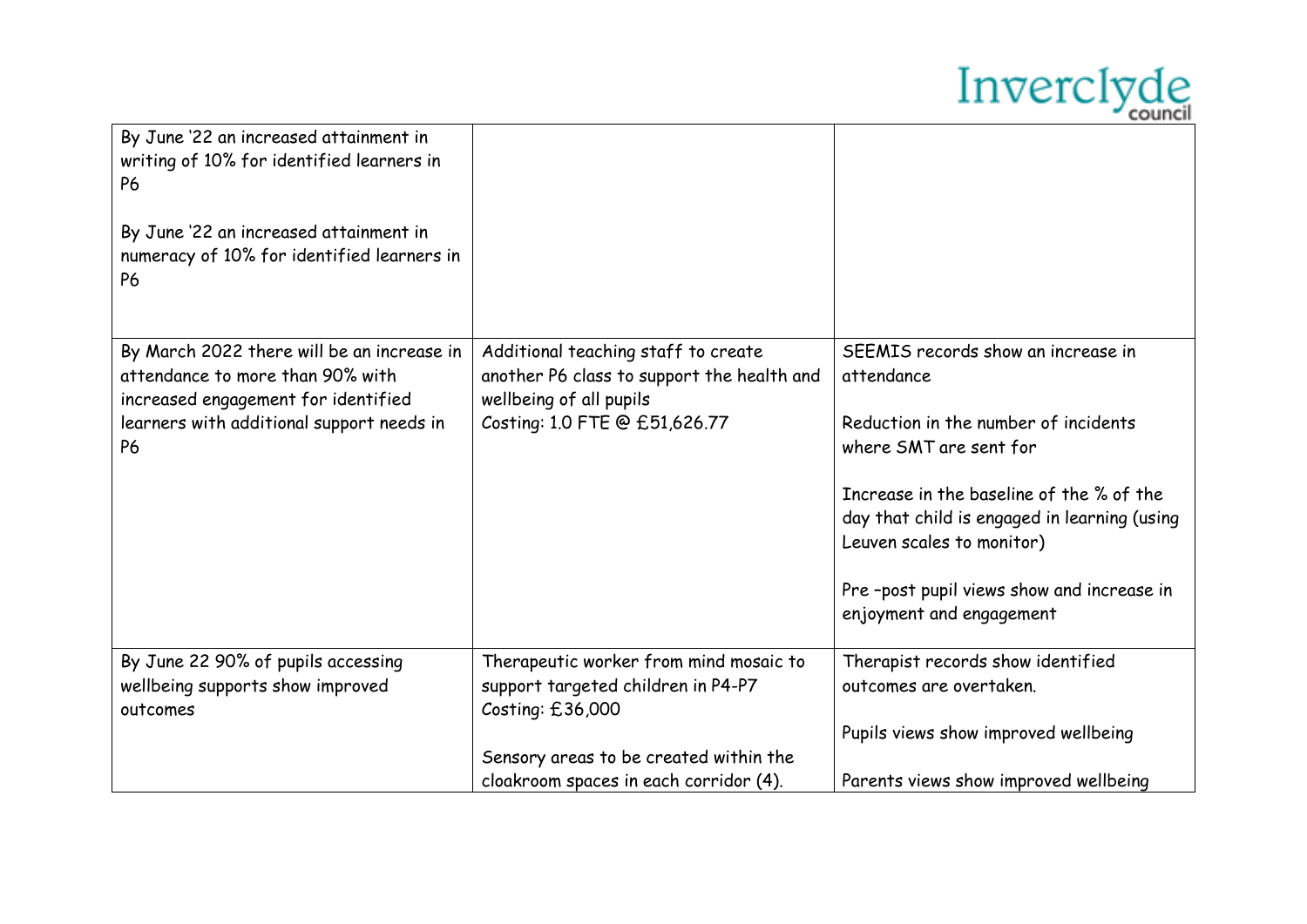| | | |
|---|---|---|
| By June '22 an increased attainment in writing of 10% for identified learners in P6<br><br>By June '22 an increased attainment in numeracy of 10% for identified learners in P6 | | |
| By March 2022 there will be an increase in attendance to more than 90% with increased engagement for identified learners with additional support needs in P6 | Additional teaching staff to create another P6 class to support the health and wellbeing of all pupils<br>Costing: 1.0 FTE @ £51,626.77 | SEEMIS records show an increase in attendance<br><br>Reduction in the number of incidents where SMT are sent for<br><br>Increase in the baseline of the % of the day that child is engaged in learning (using Leuven scales to monitor)<br><br>Pre -post pupil views show and increase in enjoyment and engagement |
| By June 22 90% of pupils accessing wellbeing supports show improved outcomes | Therapeutic worker from mind mosaic to support targeted children in P4-P7<br>Costing: £36,000<br><br>Sensory areas to be created within the cloakroom spaces in each corridor (4). | Therapist records show identified outcomes are overtaken.<br><br>Pupils views show improved wellbeing<br><br>Parents views show improved wellbeing |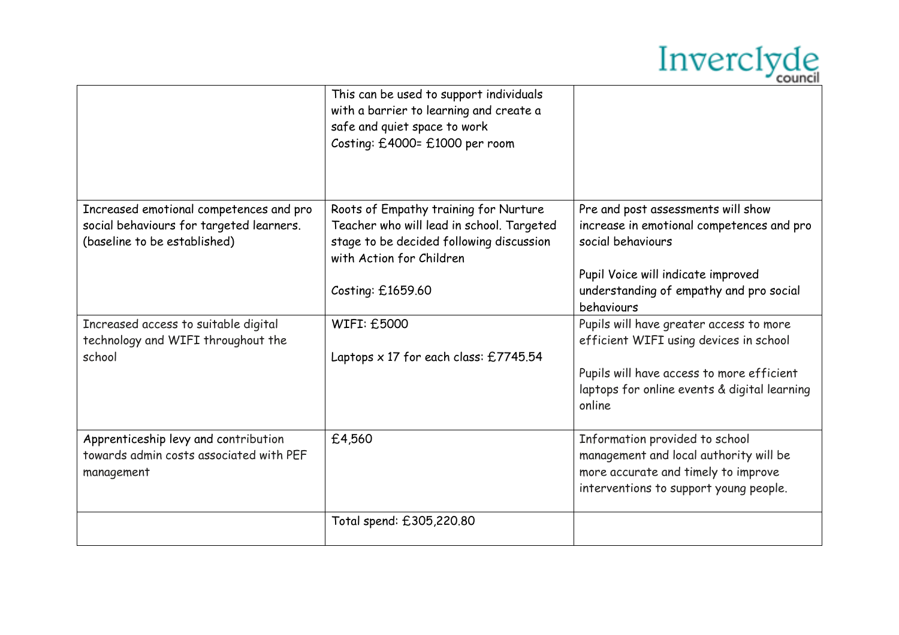| | | |
|---|---|---|
| | This can be used to support individuals with a barrier to learning and create a safe and quiet space to work<br>Costing: £4000= £1000 per room | |
| Increased emotional competences and pro social behaviours for targeted learners. (baseline to be established) | Roots of Empathy training for Nurture Teacher who will lead in school. Targeted stage to be decided following discussion with Action for Children<br><br>Costing: £1659.60 | Pre and post assessments will show increase in emotional competences and pro social behaviours<br><br>Pupil Voice will indicate improved understanding of empathy and pro social behaviours |
| Increased access to suitable digital technology and WIFI throughout the school | WIFI: £5000<br><br>Laptops x 17 for each class: £7745.54 | Pupils will have greater access to more efficient WIFI using devices in school<br><br>Pupils will have access to more efficient laptops for online events & digital learning online |
| Apprenticeship levy and contribution towards admin costs associated with PEF management | £4,560 | Information provided to school management and local authority will be more accurate and timely to improve interventions to support young people. |
| | Total spend: £305,220.80 | |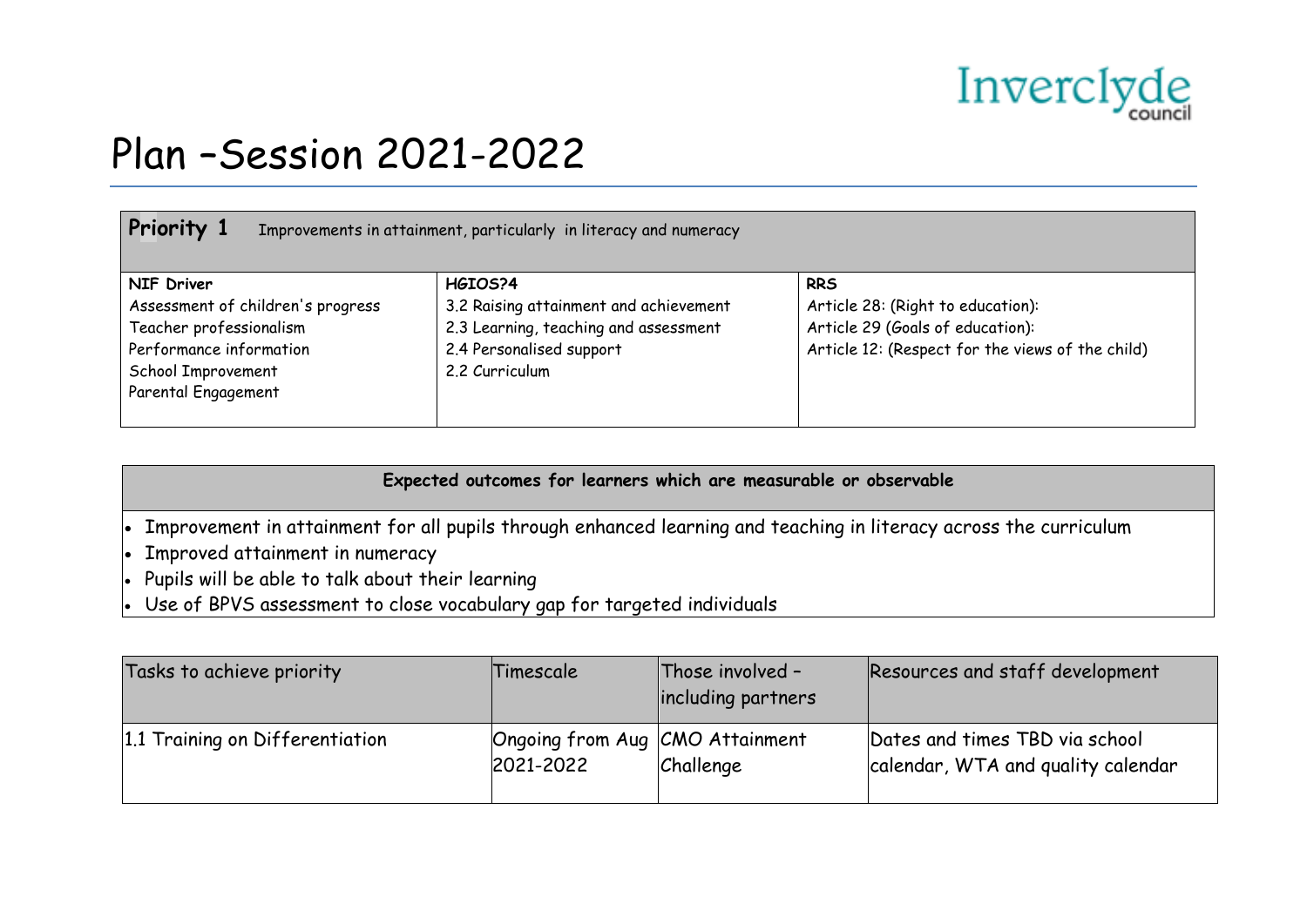Inverclyde council

# Plan –Session 2021-2022

| **Priority 1** Improvements in attainment, particularly in literacy and numeracy | | |
|---|---|---|
| **NIF Driver**<br>Assessment of children's progress<br>Teacher professionalism<br>Performance information<br>School Improvement<br>Parental Engagement | **HGIOS?4**<br>3.2 Raising attainment and achievement<br>2.3 Learning, teaching and assessment<br>2.4 Personalised support<br>2.2 Curriculum | **RRS**<br>Article 28: (Right to education):<br>Article 29 (Goals of education):<br>Article 12: (Respect for the views of the child) |

**Expected outcomes for learners which are measurable or observable**

- Improvement in attainment for all pupils through enhanced learning and teaching in literacy across the curriculum
- Improved attainment in numeracy
- Pupils will be able to talk about their learning
- Use of BPVS assessment to close vocabulary gap for targeted individuals

| Tasks to achieve priority | Timescale | Those involved – including partners | Resources and staff development |
|---|---|---|---|
| 1.1 Training on Differentiation | Ongoing from Aug 2021-2022 | CMO Attainment Challenge | Dates and times TBD via school calendar, WTA and quality calendar |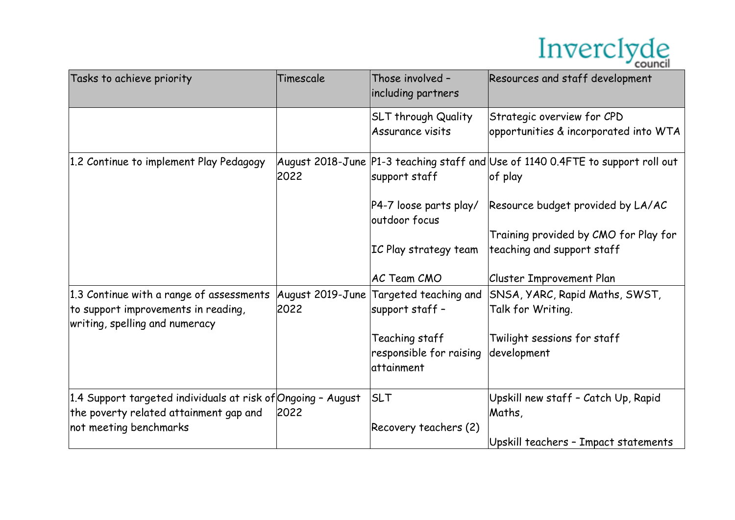| Tasks to achieve priority | Timescale | Those involved – including partners | Resources and staff development |
|---|---|---|---|
| | | SLT through Quality Assurance visits | Strategic overview for CPD opportunities & incorporated into WTA |
| 1.2 Continue to implement Play Pedagogy | August 2018-June 2022 | P1-3 teaching staff and support staff<br><br>P4-7 loose parts play/ outdoor focus<br><br>IC Play strategy team<br><br>AC Team CMO | Use of 1140 0.4FTE to support roll out of play<br><br>Resource budget provided by LA/AC<br><br>Training provided by CMO for Play for teaching and support staff<br><br>Cluster Improvement Plan |
| 1.3 Continue with a range of assessments to support improvements in reading, writing, spelling and numeracy | August 2019-June 2022 | Targeted teaching and support staff –<br><br>Teaching staff responsible for raising attainment | SNSA, YARC, Rapid Maths, SWST, Talk for Writing.<br><br>Twilight sessions for staff development |
| 1.4 Support targeted individuals at risk of the poverty related attainment gap and not meeting benchmarks | Ongoing – August 2022 | SLT<br><br>Recovery teachers (2) | Upskill new staff – Catch Up, Rapid Maths,<br><br>Upskill teachers – Impact statements |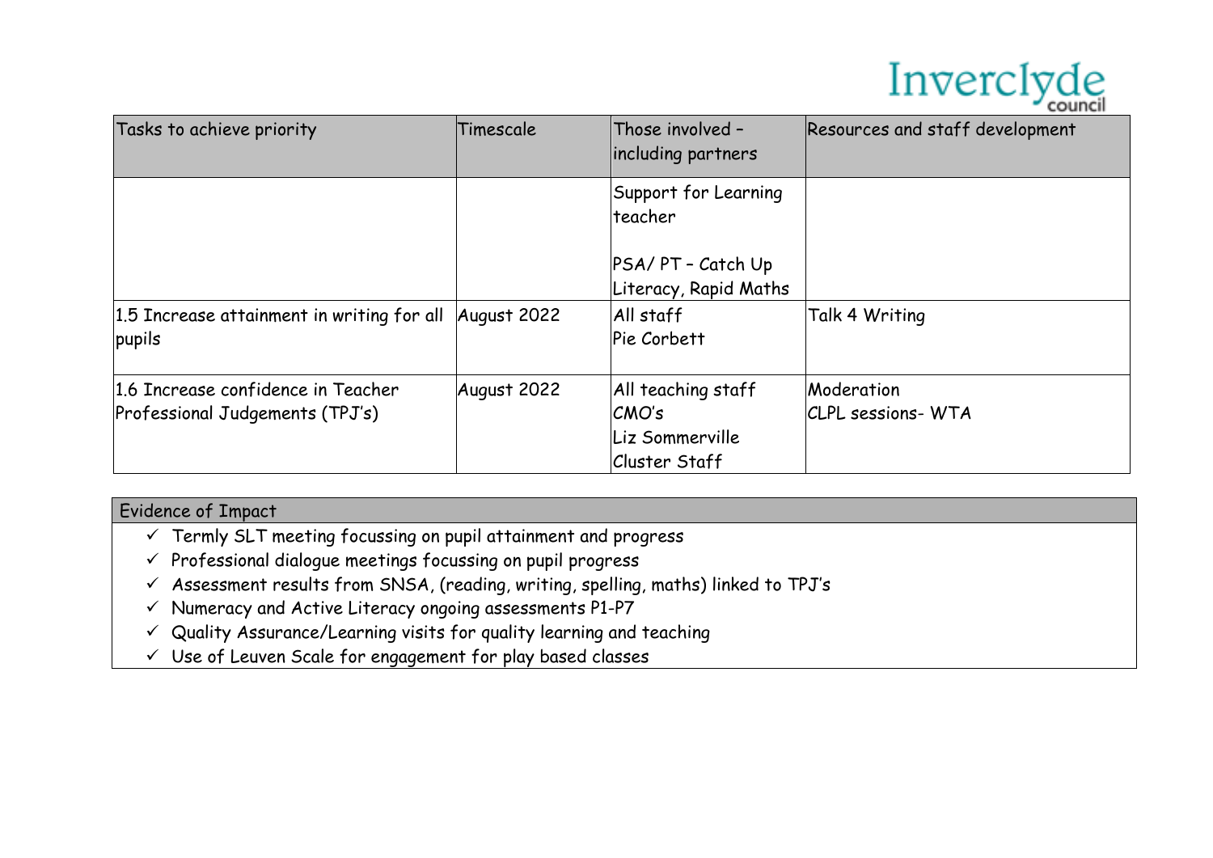| Tasks to achieve priority | Timescale | Those involved – including partners | Resources and staff development |
|---|---|---|---|
| | | Support for Learning teacher<br><br>PSA/ PT – Catch Up Literacy, Rapid Maths | |
| 1.5 Increase attainment in writing for all pupils | August 2022 | All staff<br>Pie Corbett | Talk 4 Writing |
| 1.6 Increase confidence in Teacher Professional Judgements (TPJ's) | August 2022 | All teaching staff<br>CMO's<br>Liz Sommerville<br>Cluster Staff | Moderation<br>CLPL sessions- WTA |

| Evidence of Impact |
|---|
| ✓ Termly SLT meeting focussing on pupil attainment and progress<br>✓ Professional dialogue meetings focussing on pupil progress<br>✓ Assessment results from SNSA, (reading, writing, spelling, maths) linked to TPJ's<br>✓ Numeracy and Active Literacy ongoing assessments P1-P7<br>✓ Quality Assurance/Learning visits for quality learning and teaching<br>✓ Use of Leuven Scale for engagement for play based classes |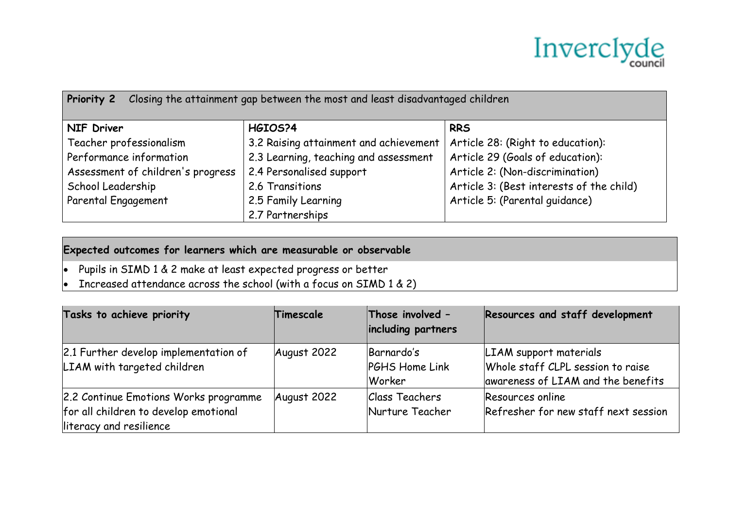| **Priority 2** Closing the attainment gap between the most and least disadvantaged children | | |
|---|---|---|
| **NIF Driver** | **HGIOS?4** | **RRS** |
| Teacher professionalism<br>Performance information<br>Assessment of children's progress<br>School Leadership<br>Parental Engagement | 3.2 Raising attainment and achievement<br>2.3 Learning, teaching and assessment<br>2.4 Personalised support<br>2.6 Transitions<br>2.5 Family Learning<br>2.7 Partnerships | Article 28: (Right to education):<br>Article 29 (Goals of education):<br>Article 2: (Non-discrimination)<br>Article 3: (Best interests of the child)<br>Article 5: (Parental guidance) |

**Expected outcomes for learners which are measurable or observable**

- Pupils in SIMD 1 & 2 make at least expected progress or better
- Increased attendance across the school (with a focus on SIMD 1 & 2)

| Tasks to achieve priority | Timescale | Those involved – including partners | Resources and staff development |
|---|---|---|---|
| 2.1 Further develop implementation of LIAM with targeted children | August 2022 | Barnardo's<br>PGHS Home Link Worker | LIAM support materials<br>Whole staff CLPL session to raise awareness of LIAM and the benefits |
| 2.2 Continue Emotions Works programme for all children to develop emotional literacy and resilience | August 2022 | Class Teachers<br>Nurture Teacher | Resources online<br>Refresher for new staff next session |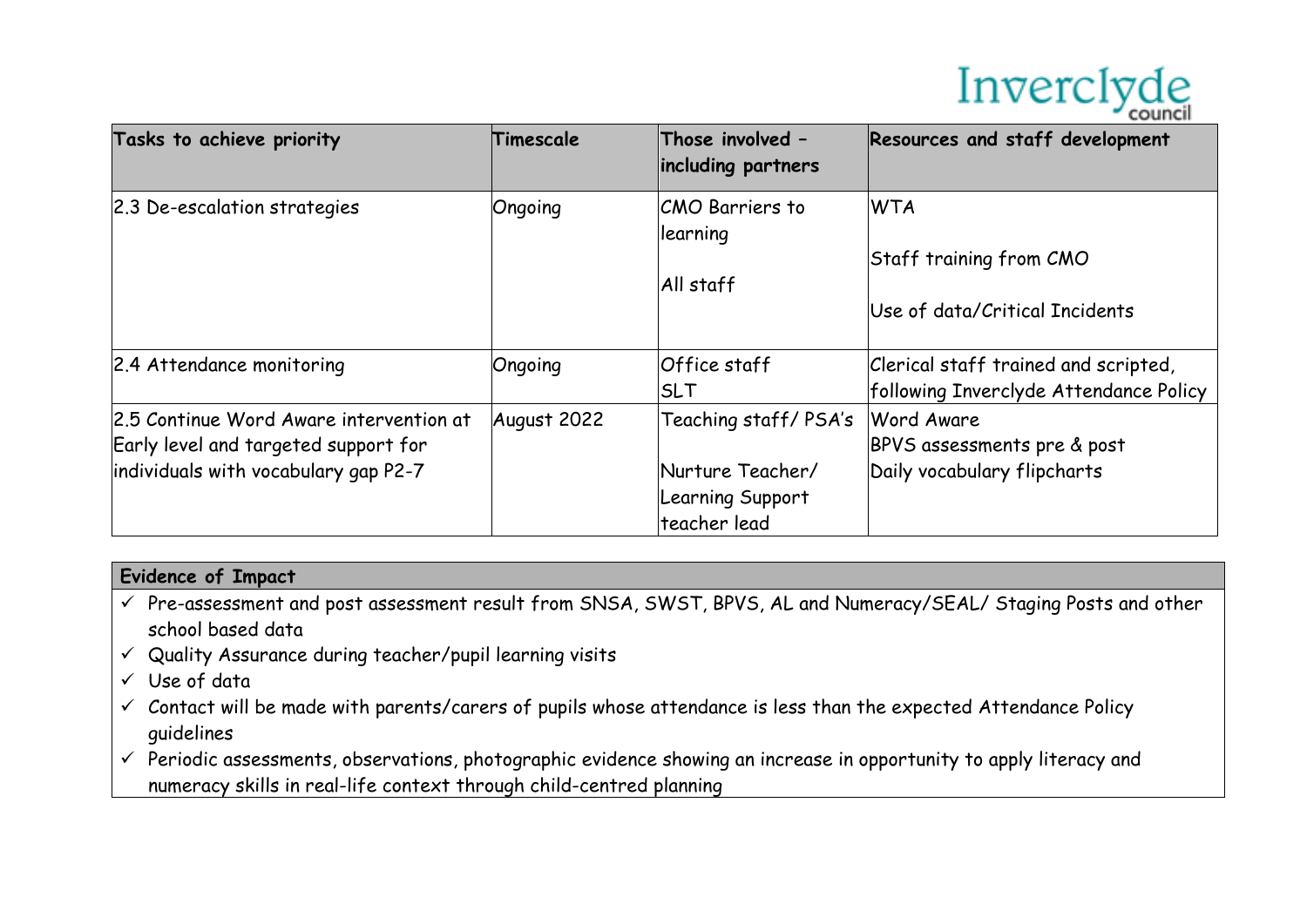| Tasks to achieve priority | Timescale | Those involved – including partners | Resources and staff development |
|---|---|---|---|
| 2.3 De-escalation strategies | Ongoing | CMO Barriers to learning<br><br>All staff | WTA<br><br>Staff training from CMO<br><br>Use of data/Critical Incidents |
| 2.4 Attendance monitoring | Ongoing | Office staff<br>SLT | Clerical staff trained and scripted, following Inverclyde Attendance Policy |
| 2.5 Continue Word Aware intervention at Early level and targeted support for individuals with vocabulary gap P2-7 | August 2022 | Teaching staff/ PSA's<br><br>Nurture Teacher/ Learning Support teacher lead | Word Aware<br>BPVS assessments pre & post<br>Daily vocabulary flipcharts |

| Evidence of Impact |
|---|
| ✓ Pre-assessment and post assessment result from SNSA, SWST, BPVS, AL and Numeracy/SEAL/ Staging Posts and other school based data<br>✓ Quality Assurance during teacher/pupil learning visits<br>✓ Use of data<br>✓ Contact will be made with parents/carers of pupils whose attendance is less than the expected Attendance Policy guidelines<br>✓ Periodic assessments, observations, photographic evidence showing an increase in opportunity to apply literacy and numeracy skills in real-life context through child-centred planning |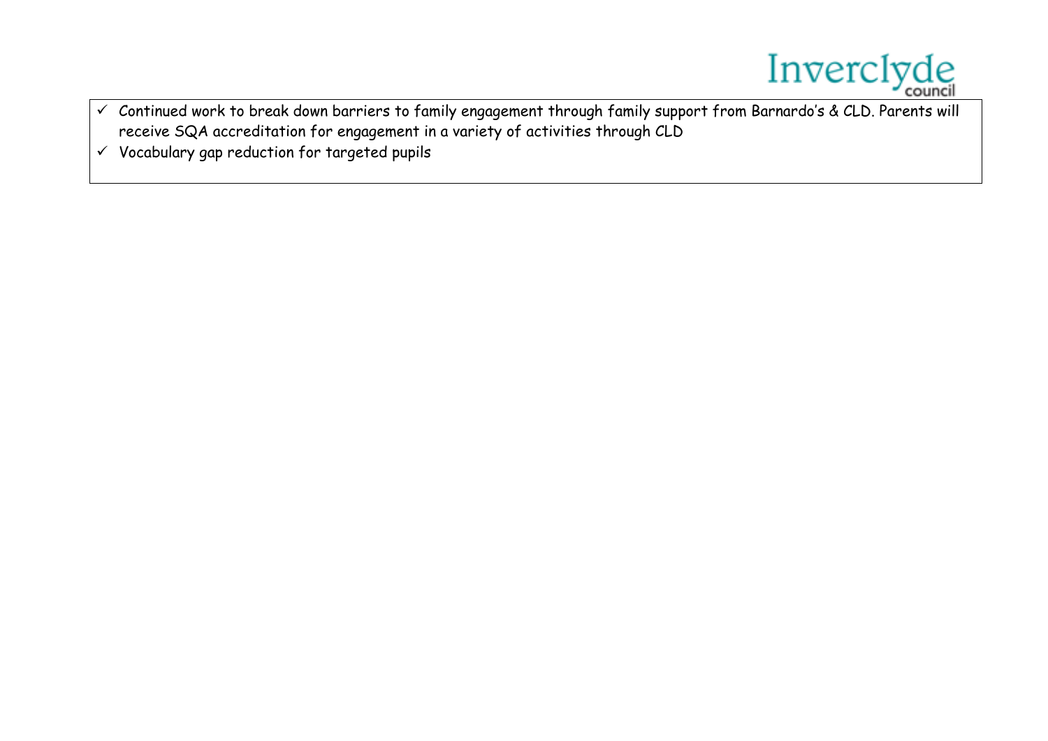- ✓ Continued work to break down barriers to family engagement through family support from Barnardo's & CLD. Parents will receive SQA accreditation for engagement in a variety of activities through CLD
- ✓ Vocabulary gap reduction for targeted pupils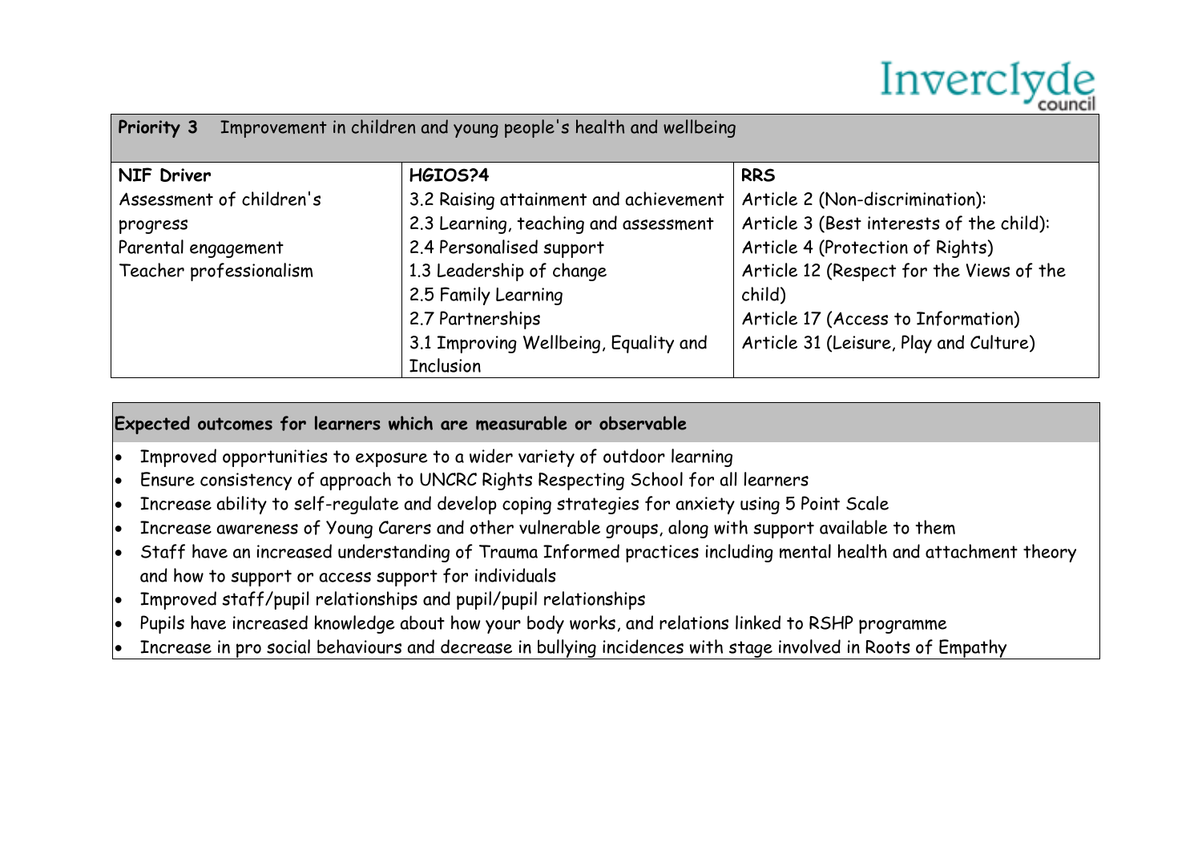**Priority 3** Improvement in children and young people's health and wellbeing

| NIF Driver | HGIOS?4 | RRS |
|---|---|---|
| Assessment of children's progress<br>Parental engagement<br>Teacher professionalism | 3.2 Raising attainment and achievement<br>2.3 Learning, teaching and assessment<br>2.4 Personalised support<br>1.3 Leadership of change<br>2.5 Family Learning<br>2.7 Partnerships<br>3.1 Improving Wellbeing, Equality and Inclusion | Article 2 (Non-discrimination):<br>Article 3 (Best interests of the child):<br>Article 4 (Protection of Rights)<br>Article 12 (Respect for the Views of the child)<br>Article 17 (Access to Information)<br>Article 31 (Leisure, Play and Culture) |

**Expected outcomes for learners which are measurable or observable**

- Improved opportunities to exposure to a wider variety of outdoor learning
- Ensure consistency of approach to UNCRC Rights Respecting School for all learners
- Increase ability to self-regulate and develop coping strategies for anxiety using 5 Point Scale
- Increase awareness of Young Carers and other vulnerable groups, along with support available to them
- Staff have an increased understanding of Trauma Informed practices including mental health and attachment theory and how to support or access support for individuals
- Improved staff/pupil relationships and pupil/pupil relationships
- Pupils have increased knowledge about how your body works, and relations linked to RSHP programme
- Increase in pro social behaviours and decrease in bullying incidences with stage involved in Roots of Empathy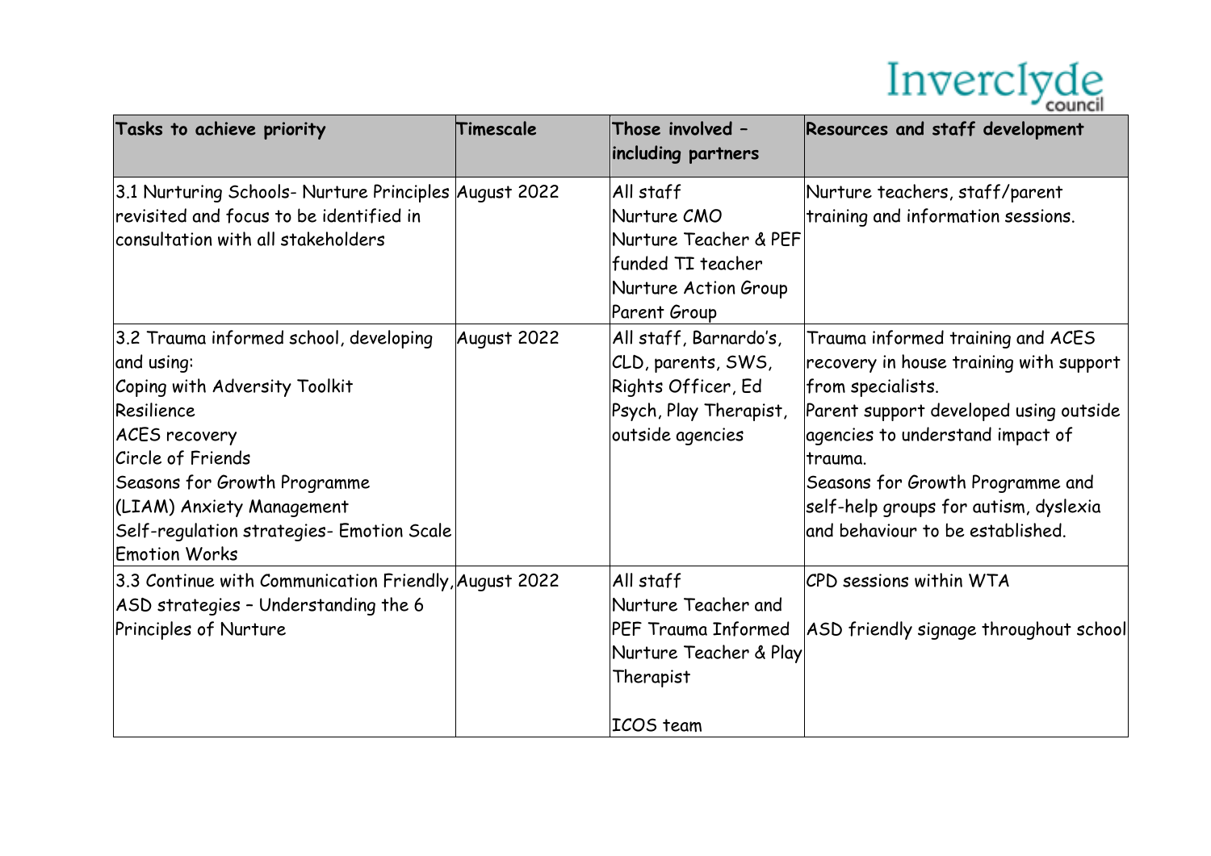| Tasks to achieve priority | Timescale | Those involved – including partners | Resources and staff development |
|---|---|---|---|
| 3.1 Nurturing Schools- Nurture Principles revisited and focus to be identified in consultation with all stakeholders | August 2022 | All staff<br>Nurture CMO<br>Nurture Teacher & PEF funded TI teacher<br>Nurture Action Group<br>Parent Group | Nurture teachers, staff/parent training and information sessions. |
| 3.2 Trauma informed school, developing and using:<br>Coping with Adversity Toolkit<br>Resilience<br>ACES recovery<br>Circle of Friends<br>Seasons for Growth Programme<br>(LIAM) Anxiety Management<br>Self-regulation strategies- Emotion Scale<br>Emotion Works | August 2022 | All staff, Barnardo's, CLD, parents, SWS, Rights Officer, Ed Psych, Play Therapist, outside agencies | Trauma informed training and ACES recovery in house training with support from specialists.<br>Parent support developed using outside agencies to understand impact of trauma.<br>Seasons for Growth Programme and self-help groups for autism, dyslexia and behaviour to be established. |
| 3.3 Continue with Communication Friendly, ASD strategies – Understanding the 6 Principles of Nurture | August 2022 | All staff<br>Nurture Teacher and PEF Trauma Informed Nurture Teacher & Play Therapist<br><br>ICOS team | CPD sessions within WTA<br><br>ASD friendly signage throughout school |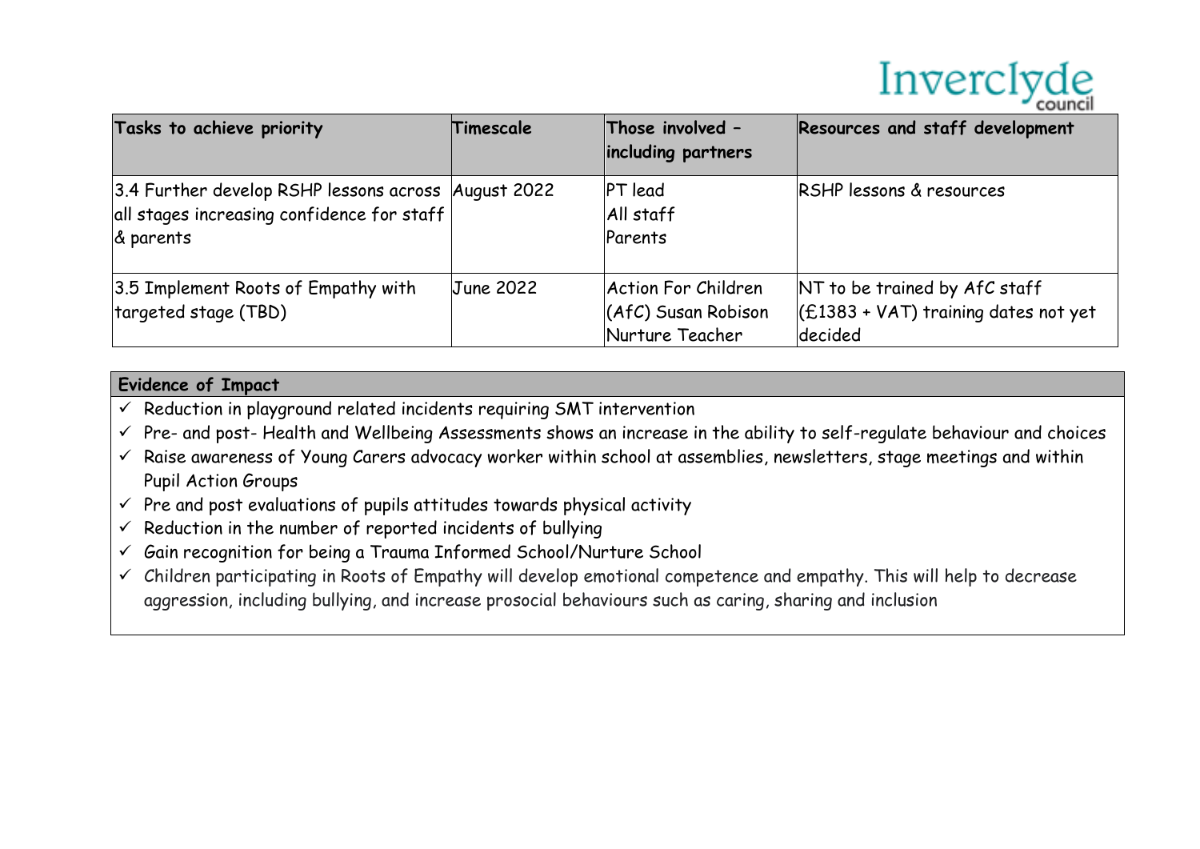| Tasks to achieve priority | Timescale | Those involved – including partners | Resources and staff development |
|---|---|---|---|
| 3.4 Further develop RSHP lessons across all stages increasing confidence for staff & parents | August 2022 | PT lead<br>All staff<br>Parents | RSHP lessons & resources |
| 3.5 Implement Roots of Empathy with targeted stage (TBD) | June 2022 | Action For Children (AfC) Susan Robison<br>Nurture Teacher | NT to be trained by AfC staff (£1383 + VAT) training dates not yet decided |

**Evidence of Impact**

- ✓ Reduction in playground related incidents requiring SMT intervention
- ✓ Pre- and post- Health and Wellbeing Assessments shows an increase in the ability to self-regulate behaviour and choices
- ✓ Raise awareness of Young Carers advocacy worker within school at assemblies, newsletters, stage meetings and within Pupil Action Groups
- ✓ Pre and post evaluations of pupils attitudes towards physical activity
- ✓ Reduction in the number of reported incidents of bullying
- ✓ Gain recognition for being a Trauma Informed School/Nurture School
- ✓ Children participating in Roots of Empathy will develop emotional competence and empathy. This will help to decrease aggression, including bullying, and increase prosocial behaviours such as caring, sharing and inclusion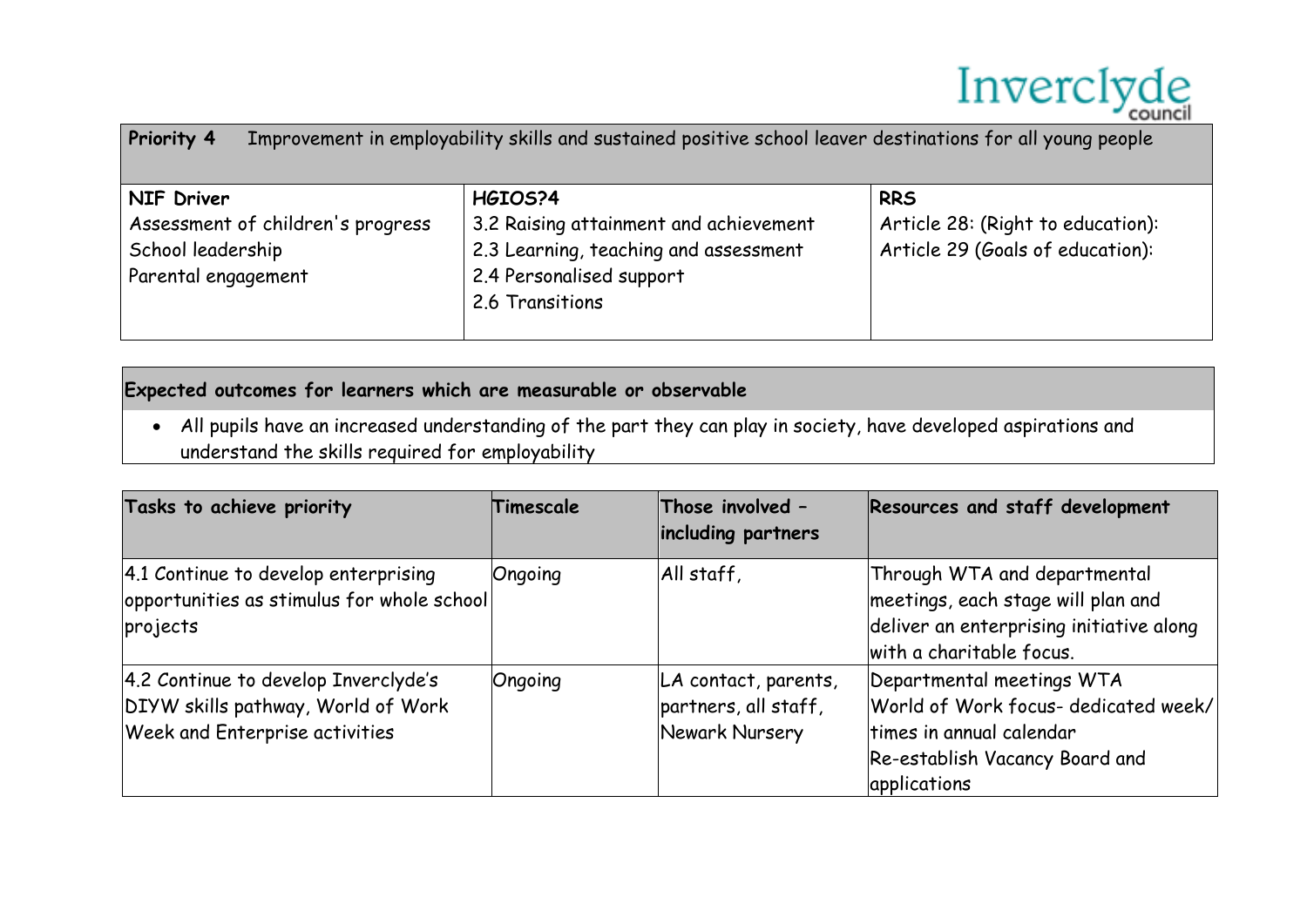| **Priority 4** Improvement in employability skills and sustained positive school leaver destinations for all young people | | |
|---|---|---|
| **NIF Driver**<br>Assessment of children's progress<br>School leadership<br>Parental engagement | **HGIOS?4**<br>3.2 Raising attainment and achievement<br>2.3 Learning, teaching and assessment<br>2.4 Personalised support<br>2.6 Transitions | **RRS**<br>Article 28: (Right to education):<br>Article 29 (Goals of education): |

| **Expected outcomes for learners which are measurable or observable** |
|---|
| • All pupils have an increased understanding of the part they can play in society, have developed aspirations and understand the skills required for employability |

| **Tasks to achieve priority** | **Timescale** | **Those involved – including partners** | **Resources and staff development** |
|---|---|---|---|
| 4.1 Continue to develop enterprising opportunities as stimulus for whole school projects | Ongoing | All staff, | Through WTA and departmental meetings, each stage will plan and deliver an enterprising initiative along with a charitable focus. |
| 4.2 Continue to develop Inverclyde's DIYW skills pathway, World of Work Week and Enterprise activities | Ongoing | LA contact, parents, partners, all staff, Newark Nursery | Departmental meetings WTA<br>World of Work focus- dedicated week/ times in annual calendar<br>Re-establish Vacancy Board and applications |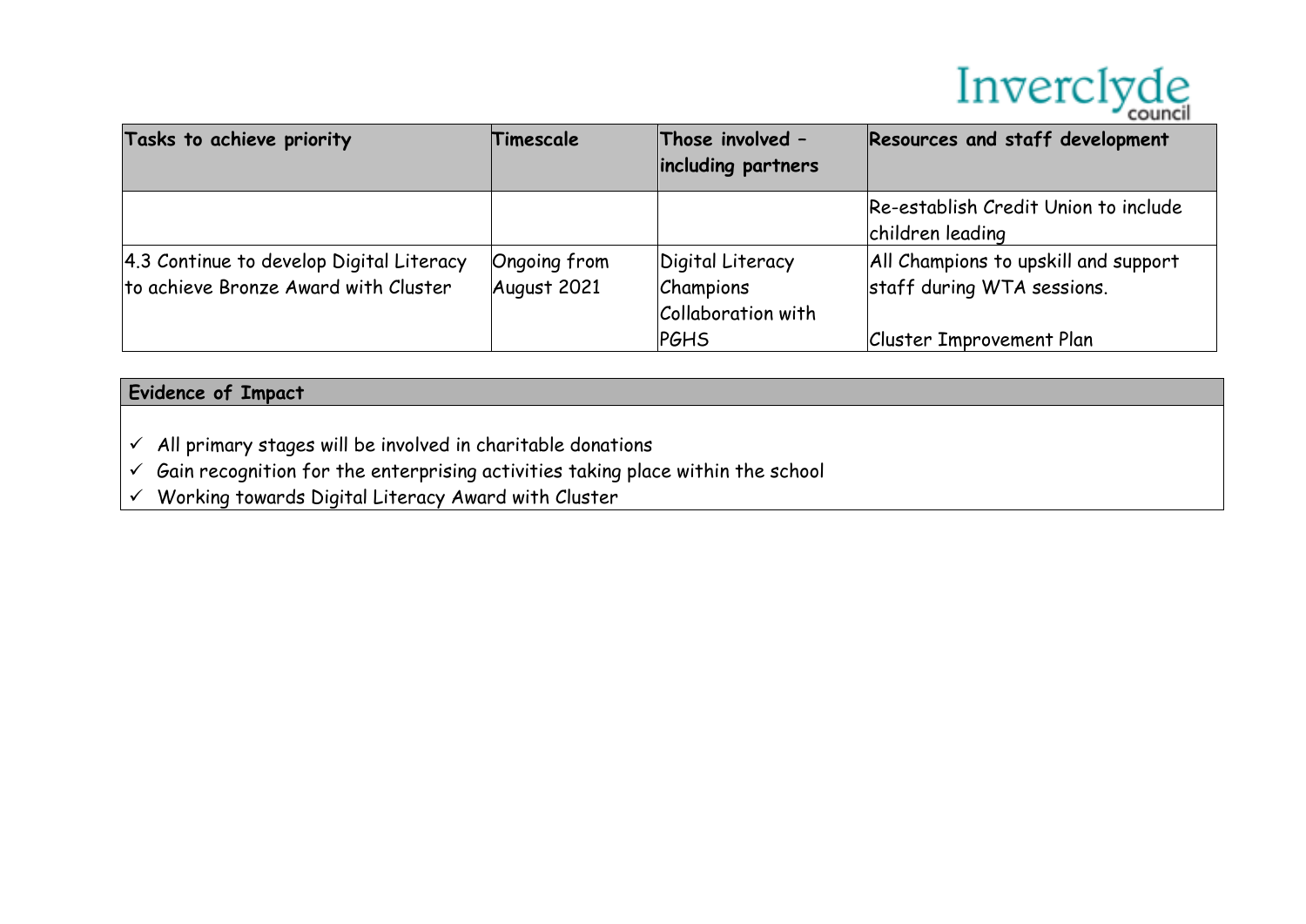| Tasks to achieve priority | Timescale | Those involved – including partners | Resources and staff development |
|---|---|---|---|
| | | | Re-establish Credit Union to include children leading |
| 4.3 Continue to develop Digital Literacy to achieve Bronze Award with Cluster | Ongoing from August 2021 | Digital Literacy Champions Collaboration with PGHS | All Champions to upskill and support staff during WTA sessions.<br><br>Cluster Improvement Plan |

| Evidence of Impact |
|---|
| ✓ All primary stages will be involved in charitable donations<br>✓ Gain recognition for the enterprising activities taking place within the school<br>✓ Working towards Digital Literacy Award with Cluster |